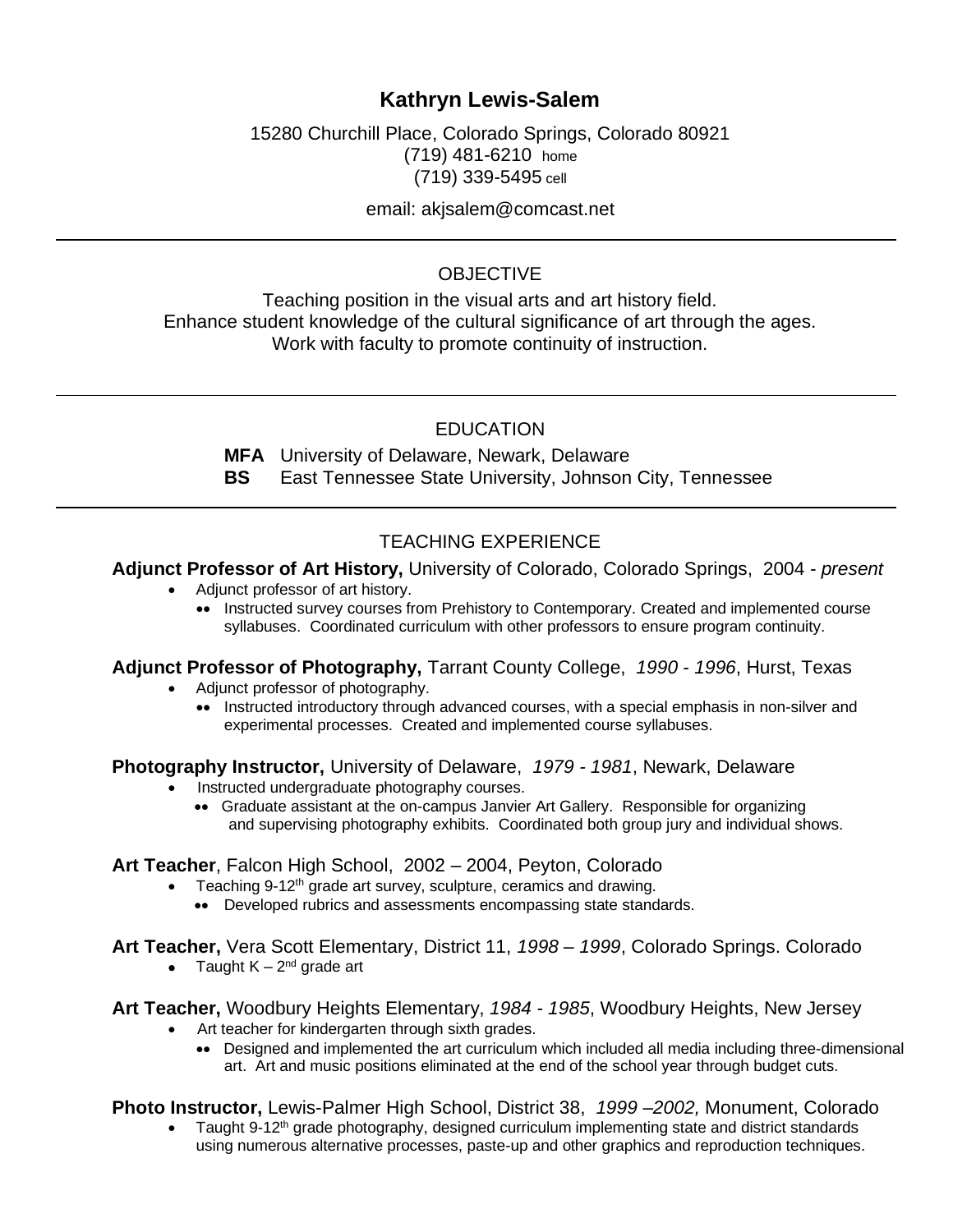# Kathryn Lewis-Salem

15280 Churchill Place, Colorado Springs, Colorado 80921
(719) 481-6210 home
(719) 339-5495 cell

email: akjsalem@comcast.net

---

## OBJECTIVE

Teaching position in the visual arts and art history field.
Enhance student knowledge of the cultural significance of art through the ages.
Work with faculty to promote continuity of instruction.

---

## EDUCATION

**MFA** University of Delaware, Newark, Delaware
**BS** East Tennessee State University, Johnson City, Tennessee

---

## TEACHING EXPERIENCE

**Adjunct Professor of Art History,** University of Colorado, Colorado Springs, 2004 - *present*

- Adjunct professor of art history.
  - Instructed survey courses from Prehistory to Contemporary. Created and implemented course syllabuses. Coordinated curriculum with other professors to ensure program continuity.

**Adjunct Professor of Photography,** Tarrant County College, *1990 - 1996*, Hurst, Texas

- Adjunct professor of photography.
  - Instructed introductory through advanced courses, with a special emphasis in non-silver and experimental processes. Created and implemented course syllabuses.

**Photography Instructor,** University of Delaware, *1979 - 1981*, Newark, Delaware

- Instructed undergraduate photography courses.
  - Graduate assistant at the on-campus Janvier Art Gallery. Responsible for organizing and supervising photography exhibits. Coordinated both group jury and individual shows.

**Art Teacher**, Falcon High School, 2002 – 2004, Peyton, Colorado

- Teaching 9-12th grade art survey, sculpture, ceramics and drawing.
  - Developed rubrics and assessments encompassing state standards.

**Art Teacher,** Vera Scott Elementary, District 11, *1998 – 1999*, Colorado Springs. Colorado

- Taught K – 2nd grade art

**Art Teacher,** Woodbury Heights Elementary, *1984 - 1985*, Woodbury Heights, New Jersey

- Art teacher for kindergarten through sixth grades.
  - Designed and implemented the art curriculum which included all media including three-dimensional art. Art and music positions eliminated at the end of the school year through budget cuts.

**Photo Instructor,** Lewis-Palmer High School, District 38, *1999 –2002,* Monument, Colorado

- Taught 9-12th grade photography, designed curriculum implementing state and district standards using numerous alternative processes, paste-up and other graphics and reproduction techniques.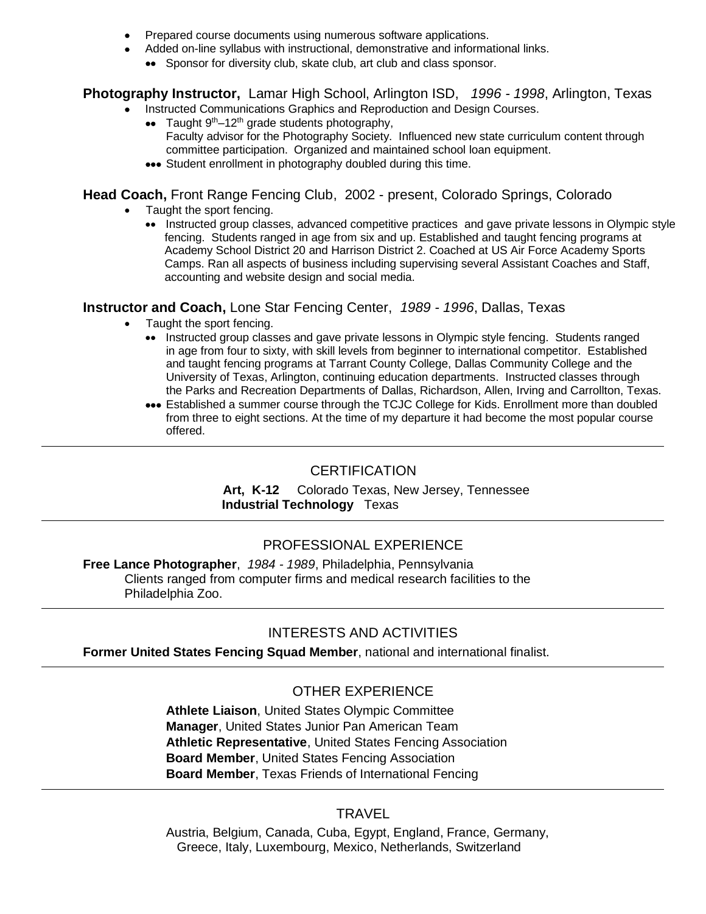- Prepared course documents using numerous software applications.
- Added on-line syllabus with instructional, demonstrative and informational links.
  - Sponsor for diversity club, skate club, art club and class sponsor.

**Photography Instructor,** Lamar High School, Arlington ISD, *1996 - 1998*, Arlington, Texas

- Instructed Communications Graphics and Reproduction and Design Courses.
  - Taught 9th–12th grade students photography,
    Faculty advisor for the Photography Society. Influenced new state curriculum content through committee participation. Organized and maintained school loan equipment.
    - Student enrollment in photography doubled during this time.

**Head Coach,** Front Range Fencing Club, 2002 - present, Colorado Springs, Colorado

- Taught the sport fencing.
  - Instructed group classes, advanced competitive practices and gave private lessons in Olympic style fencing. Students ranged in age from six and up. Established and taught fencing programs at Academy School District 20 and Harrison District 2. Coached at US Air Force Academy Sports Camps. Ran all aspects of business including supervising several Assistant Coaches and Staff, accounting and website design and social media.

**Instructor and Coach,** Lone Star Fencing Center, *1989 - 1996*, Dallas, Texas

- Taught the sport fencing.
  - Instructed group classes and gave private lessons in Olympic style fencing. Students ranged in age from four to sixty, with skill levels from beginner to international competitor. Established and taught fencing programs at Tarrant County College, Dallas Community College and the University of Texas, Arlington, continuing education departments. Instructed classes through the Parks and Recreation Departments of Dallas, Richardson, Allen, Irving and Carrollton, Texas.
    - Established a summer course through the TCJC College for Kids. Enrollment more than doubled from three to eight sections. At the time of my departure it had become the most popular course offered.

---

## CERTIFICATION

**Art, K-12** Colorado Texas, New Jersey, Tennessee
**Industrial Technology** Texas

---

## PROFESSIONAL EXPERIENCE

**Free Lance Photographer**, *1984 - 1989*, Philadelphia, Pennsylvania
Clients ranged from computer firms and medical research facilities to the Philadelphia Zoo.

---

## INTERESTS AND ACTIVITIES

**Former United States Fencing Squad Member**, national and international finalist.

---

## OTHER EXPERIENCE

**Athlete Liaison**, United States Olympic Committee
**Manager**, United States Junior Pan American Team
**Athletic Representative**, United States Fencing Association
**Board Member**, United States Fencing Association
**Board Member**, Texas Friends of International Fencing

---

## TRAVEL

Austria, Belgium, Canada, Cuba, Egypt, England, France, Germany, Greece, Italy, Luxembourg, Mexico, Netherlands, Switzerland